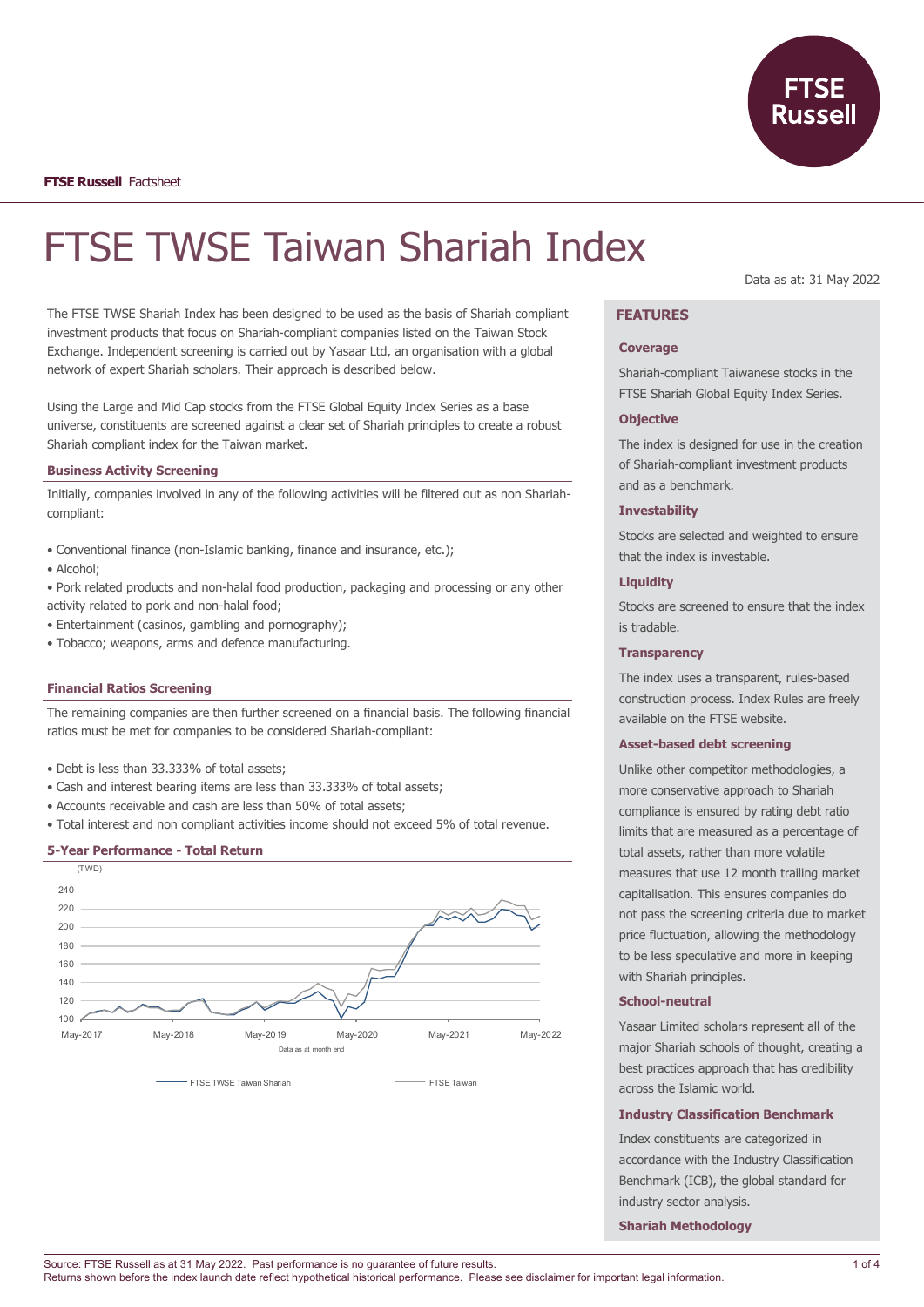**FTSE Russell** Factsheet

# FTSE TWSE Taiwan Shariah Index

Data as at: 31 May 2022

The FTSE TWSE Shariah Index has been designed to be used as the basis of Shariah compliant investment products that focus on Shariah-compliant companies listed on the Taiwan Stock Exchange. Independent screening is carried out by Yasaar Ltd, an organisation with a global network of expert Shariah scholars. Their approach is described below.

Using the Large and Mid Cap stocks from the FTSE Global Equity Index Series as a base universe, constituents are screened against a clear set of Shariah principles to create a robust Shariah compliant index for the Taiwan market.

### Business Activity Screening

Initially, companies involved in any of the following activities will be filtered out as non Shariah-compliant:

- Conventional finance (non-Islamic banking, finance and insurance, etc.);
- Alcohol;
- Pork related products and non-halal food production, packaging and processing or any other activity related to pork and non-halal food;
- Entertainment (casinos, gambling and pornography);
- Tobacco; weapons, arms and defence manufacturing.

### Financial Ratios Screening

The remaining companies are then further screened on a financial basis. The following financial ratios must be met for companies to be considered Shariah-compliant:

- Debt is less than 33.333% of total assets;
- Cash and interest bearing items are less than 33.333% of total assets;
- Accounts receivable and cash are less than 50% of total assets;
- Total interest and non compliant activities income should not exceed 5% of total revenue.

### 5-Year Performance - Total Return

(TWD)

Data as at month end

FTSE TWSE Taiwan Shariah — FTSE Taiwan

## FEATURES

### Coverage

Shariah-compliant Taiwanese stocks in the FTSE Shariah Global Equity Index Series.

### Objective

The index is designed for use in the creation of Shariah-compliant investment products and as a benchmark.

### Investability

Stocks are selected and weighted to ensure that the index is investable.

### Liquidity

Stocks are screened to ensure that the index is tradable.

### Transparency

The index uses a transparent, rules-based construction process. Index Rules are freely available on the FTSE website.

### Asset-based debt screening

Unlike other competitor methodologies, a more conservative approach to Shariah compliance is ensured by rating debt ratio limits that are measured as a percentage of total assets, rather than more volatile measures that use 12 month trailing market capitalisation. This ensures companies do not pass the screening criteria due to market price fluctuation, allowing the methodology to be less speculative and more in keeping with Shariah principles.

### School-neutral

Yasaar Limited scholars represent all of the major Shariah schools of thought, creating a best practices approach that has credibility across the Islamic world.

### Industry Classification Benchmark

Index constituents are categorized in accordance with the Industry Classification Benchmark (ICB), the global standard for industry sector analysis.

### Shariah Methodology

Source: FTSE Russell as at 31 May 2022. Past performance is no guarantee of future results.
Returns shown before the index launch date reflect hypothetical historical performance. Please see disclaimer for important legal information.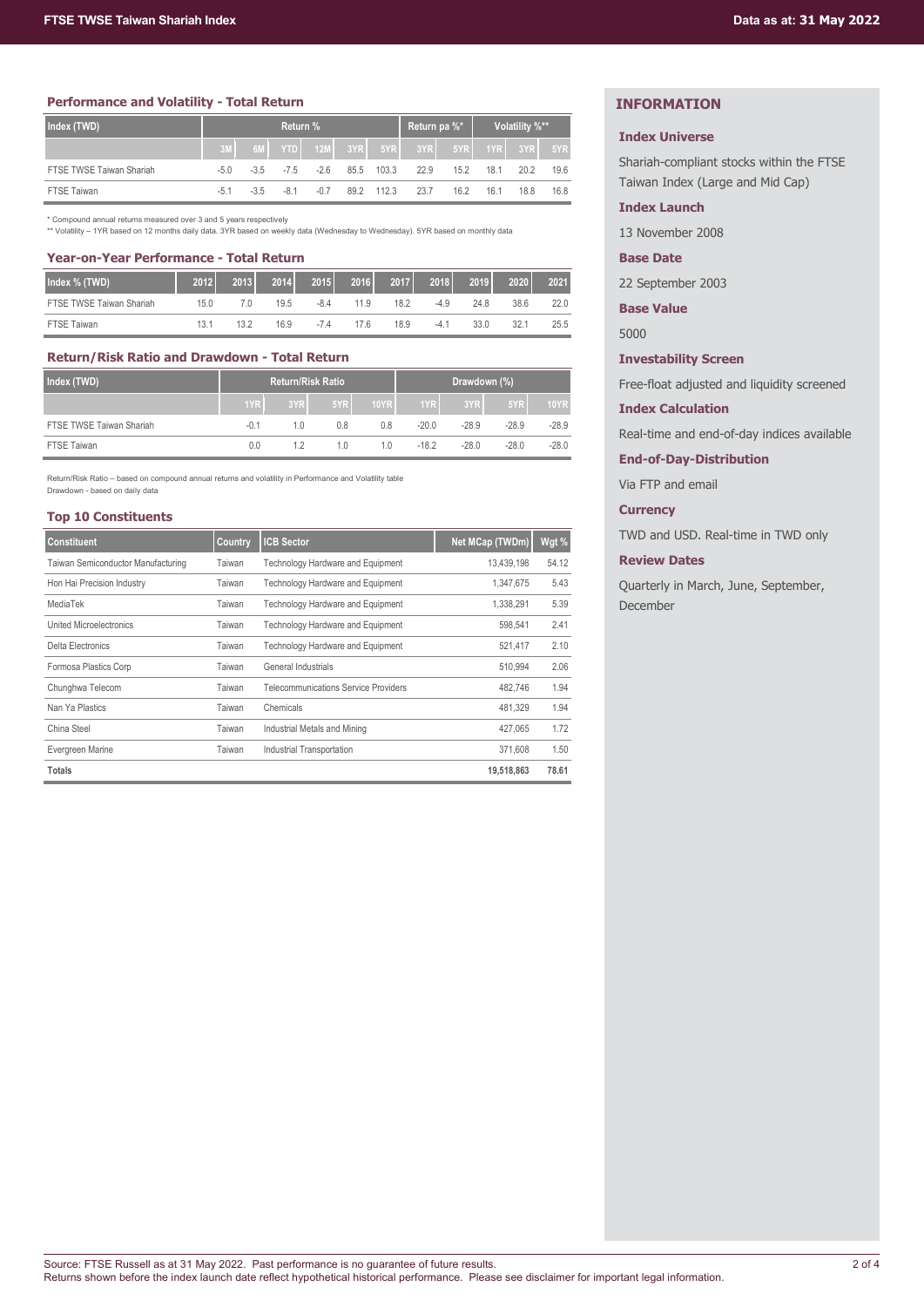## Performance and Volatility - Total Return

| Index (TWD) | Return % | | | | | | Return pa %* | | Volatility %** | | |
|---|---|---|---|---|---|---|---|---|---|---|---|
| | 3M | 6M | YTD | 12M | 3YR | 5YR | 3YR | 5YR | 1YR | 3YR | 5YR |
| FTSE TWSE Taiwan Shariah | -5.0 | -3.5 | -7.5 | -2.6 | 85.5 | 103.3 | 22.9 | 15.2 | 18.1 | 20.2 | 19.6 |
| FTSE Taiwan | -5.1 | -3.5 | -8.1 | -0.7 | 89.2 | 112.3 | 23.7 | 16.2 | 16.1 | 18.8 | 16.8 |

\* Compound annual returns measured over 3 and 5 years respectively
\** Volatility – 1YR based on 12 months daily data. 3YR based on weekly data (Wednesday to Wednesday). 5YR based on monthly data

## Year-on-Year Performance - Total Return

| Index % (TWD) | 2012 | 2013 | 2014 | 2015 | 2016 | 2017 | 2018 | 2019 | 2020 | 2021 |
|---|---|---|---|---|---|---|---|---|---|---|
| FTSE TWSE Taiwan Shariah | 15.0 | 7.0 | 19.5 | -8.4 | 11.9 | 18.2 | -4.9 | 24.8 | 38.6 | 22.0 |
| FTSE Taiwan | 13.1 | 13.2 | 16.9 | -7.4 | 17.6 | 18.9 | -4.1 | 33.0 | 32.1 | 25.5 |

## Return/Risk Ratio and Drawdown - Total Return

| Index (TWD) | Return/Risk Ratio | | | | Drawdown (%) | | | |
|---|---|---|---|---|---|---|---|---|
| | 1YR | 3YR | 5YR | 10YR | 1YR | 3YR | 5YR | 10YR |
| FTSE TWSE Taiwan Shariah | -0.1 | 1.0 | 0.8 | 0.8 | -20.0 | -28.9 | -28.9 | -28.9 |
| FTSE Taiwan | 0.0 | 1.2 | 1.0 | 1.0 | -18.2 | -28.0 | -28.0 | -28.0 |

Return/Risk Ratio – based on compound annual returns and volatility in Performance and Volatility table
Drawdown - based on daily data

## Top 10 Constituents

| Constituent | Country | ICB Sector | Net MCap (TWDm) | Wgt % |
|---|---|---|---|---|
| Taiwan Semiconductor Manufacturing | Taiwan | Technology Hardware and Equipment | 13,439,198 | 54.12 |
| Hon Hai Precision Industry | Taiwan | Technology Hardware and Equipment | 1,347,675 | 5.43 |
| MediaTek | Taiwan | Technology Hardware and Equipment | 1,338,291 | 5.39 |
| United Microelectronics | Taiwan | Technology Hardware and Equipment | 598,541 | 2.41 |
| Delta Electronics | Taiwan | Technology Hardware and Equipment | 521,417 | 2.10 |
| Formosa Plastics Corp | Taiwan | General Industrials | 510,994 | 2.06 |
| Chunghwa Telecom | Taiwan | Telecommunications Service Providers | 482,746 | 1.94 |
| Nan Ya Plastics | Taiwan | Chemicals | 481,329 | 1.94 |
| China Steel | Taiwan | Industrial Metals and Mining | 427,065 | 1.72 |
| Evergreen Marine | Taiwan | Industrial Transportation | 371,608 | 1.50 |
| **Totals** | | | **19,518,863** | **78.61** |

## INFORMATION

### Index Universe

Shariah-compliant stocks within the FTSE Taiwan Index (Large and Mid Cap)

### Index Launch

13 November 2008

### Base Date

22 September 2003

### Base Value

5000

### Investability Screen

Free-float adjusted and liquidity screened

### Index Calculation

Real-time and end-of-day indices available

### End-of-Day-Distribution

Via FTP and email

### Currency

TWD and USD. Real-time in TWD only

### Review Dates

Quarterly in March, June, September, December

Source: FTSE Russell as at 31 May 2022. Past performance is no guarantee of future results.
Returns shown before the index launch date reflect hypothetical historical performance. Please see disclaimer for important legal information.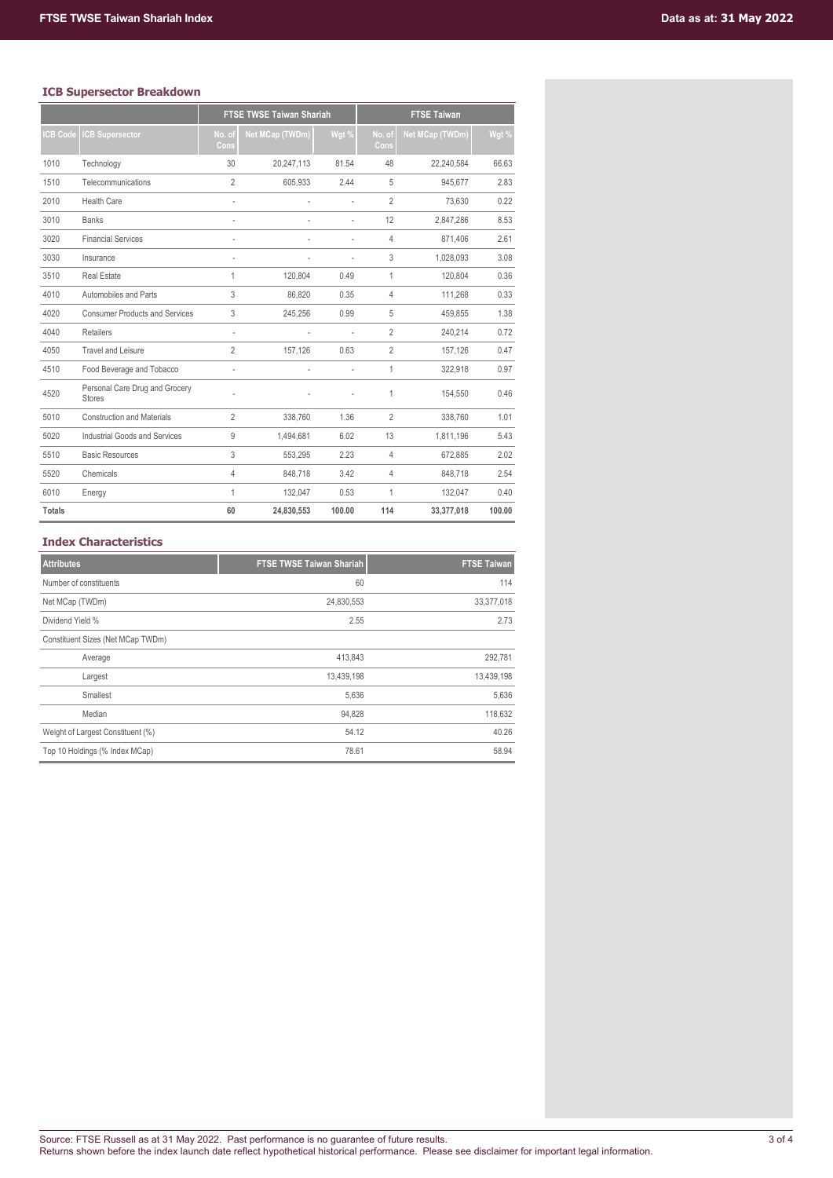## ICB Supersector Breakdown

| | | FTSE TWSE Taiwan Shariah | | | FTSE Taiwan | | |
|---|---|---|---|---|---|---|---|
| ICB Code | ICB Supersector | No. of Cons | Net MCap (TWDm) | Wgt % | No. of Cons | Net MCap (TWDm) | Wgt % |
| 1010 | Technology | 30 | 20,247,113 | 81.54 | 48 | 22,240,584 | 66.63 |
| 1510 | Telecommunications | 2 | 605,933 | 2.44 | 5 | 945,677 | 2.83 |
| 2010 | Health Care | - | - | - | 2 | 73,630 | 0.22 |
| 3010 | Banks | - | - | - | 12 | 2,847,286 | 8.53 |
| 3020 | Financial Services | - | - | - | 4 | 871,406 | 2.61 |
| 3030 | Insurance | - | - | - | 3 | 1,028,093 | 3.08 |
| 3510 | Real Estate | 1 | 120,804 | 0.49 | 1 | 120,804 | 0.36 |
| 4010 | Automobiles and Parts | 3 | 86,820 | 0.35 | 4 | 111,268 | 0.33 |
| 4020 | Consumer Products and Services | 3 | 245,256 | 0.99 | 5 | 459,855 | 1.38 |
| 4040 | Retailers | - | - | - | 2 | 240,214 | 0.72 |
| 4050 | Travel and Leisure | 2 | 157,126 | 0.63 | 2 | 157,126 | 0.47 |
| 4510 | Food Beverage and Tobacco | - | - | - | 1 | 322,918 | 0.97 |
| 4520 | Personal Care Drug and Grocery Stores | - | - | - | 1 | 154,550 | 0.46 |
| 5010 | Construction and Materials | 2 | 338,760 | 1.36 | 2 | 338,760 | 1.01 |
| 5020 | Industrial Goods and Services | 9 | 1,494,681 | 6.02 | 13 | 1,811,196 | 5.43 |
| 5510 | Basic Resources | 3 | 553,295 | 2.23 | 4 | 672,885 | 2.02 |
| 5520 | Chemicals | 4 | 848,718 | 3.42 | 4 | 848,718 | 2.54 |
| 6010 | Energy | 1 | 132,047 | 0.53 | 1 | 132,047 | 0.40 |
| **Totals** | | **60** | **24,830,553** | **100.00** | **114** | **33,377,018** | **100.00** |

## Index Characteristics

| Attributes | FTSE TWSE Taiwan Shariah | FTSE Taiwan |
|---|---|---|
| Number of constituents | 60 | 114 |
| Net MCap (TWDm) | 24,830,553 | 33,377,018 |
| Dividend Yield % | 2.55 | 2.73 |
| Constituent Sizes (Net MCap TWDm) | | |
| Average | 413,843 | 292,781 |
| Largest | 13,439,198 | 13,439,198 |
| Smallest | 5,636 | 5,636 |
| Median | 94,828 | 118,632 |
| Weight of Largest Constituent (%) | 54.12 | 40.26 |
| Top 10 Holdings (% Index MCap) | 78.61 | 58.94 |

Source: FTSE Russell as at 31 May 2022. Past performance is no guarantee of future results.
Returns shown before the index launch date reflect hypothetical historical performance. Please see disclaimer for important legal information.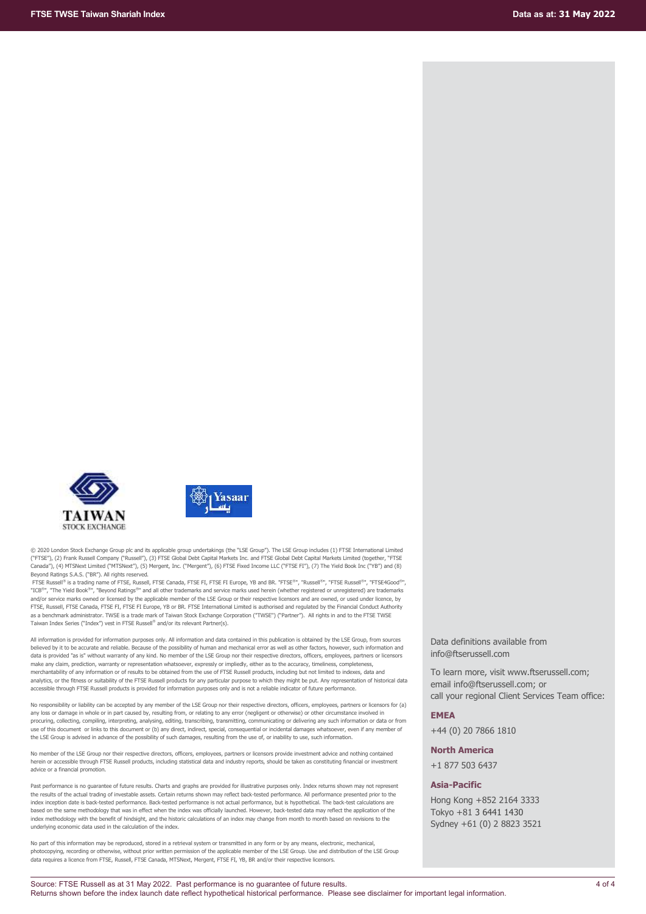© 2020 London Stock Exchange Group plc and its applicable group undertakings (the "LSE Group"). The LSE Group includes (1) FTSE International Limited ("FTSE"), (2) Frank Russell Company ("Russell"), (3) FTSE Global Debt Capital Markets Inc. and FTSE Global Debt Capital Markets Limited (together, "FTSE Canada"), (4) MTSNext Limited ("MTSNext"), (5) Mergent, Inc. ("Mergent"), (6) FTSE Fixed Income LLC ("FTSE FI"), (7) The Yield Book Inc ("YB") and (8) Beyond Ratings S.A.S. ("BR"). All rights reserved.

FTSE Russell® is a trading name of FTSE, Russell, FTSE Canada, FTSE FI, FTSE FI Europe, YB and BR. "FTSE®", "Russell®", "FTSE Russell®", "FTSE4Good®", "ICB®", "The Yield Book®", "Beyond Ratings®" and all other trademarks and service marks used herein (whether registered or unregistered) are trademarks and/or service marks owned or licensed by the applicable member of the LSE Group or their respective licensors and are owned, or used under licence, by FTSE, Russell, FTSE Canada, FTSE FI, FTSE FI Europe, YB or BR. FTSE International Limited is authorised and regulated by the Financial Conduct Authority as a benchmark administrator. TWSE is a trade mark of Taiwan Stock Exchange Corporation ("TWSE") ("Partner"). All rights in and to the FTSE TWSE Taiwan Index Series ("Index") vest in FTSE Russell® and/or its relevant Partner(s).

All information is provided for information purposes only. All information and data contained in this publication is obtained by the LSE Group, from sources believed by it to be accurate and reliable. Because of the possibility of human and mechanical error as well as other factors, however, such information and data is provided "as is" without warranty of any kind. No member of the LSE Group nor their respective directors, officers, employees, partners or licensors make any claim, prediction, warranty or representation whatsoever, expressly or impliedly, either as to the accuracy, timeliness, completeness, merchantability of any information or of results to be obtained from the use of FTSE Russell products, including but not limited to indexes, data and analytics, or the fitness or suitability of the FTSE Russell products for any particular purpose to which they might be put. Any representation of historical data accessible through FTSE Russell products is provided for information purposes only and is not a reliable indicator of future performance.

No responsibility or liability can be accepted by any member of the LSE Group nor their respective directors, officers, employees, partners or licensors for (a) any loss or damage in whole or in part caused by, resulting from, or relating to any error (negligent or otherwise) or other circumstance involved in procuring, collecting, compiling, interpreting, analysing, editing, transcribing, transmitting, communicating or delivering any such information or data or from use of this document or links to this document or (b) any direct, indirect, special, consequential or incidental damages whatsoever, even if any member of the LSE Group is advised in advance of the possibility of such damages, resulting from the use of, or inability to use, such information.

No member of the LSE Group nor their respective directors, officers, employees, partners or licensors provide investment advice and nothing contained herein or accessible through FTSE Russell products, including statistical data and industry reports, should be taken as constituting financial or investment advice or a financial promotion.

Past performance is no guarantee of future results. Charts and graphs are provided for illustrative purposes only. Index returns shown may not represent the results of the actual trading of investable assets. Certain returns shown may reflect back-tested performance. All performance presented prior to the index inception date is back-tested performance. Back-tested performance is not actual performance, but is hypothetical. The back-test calculations are based on the same methodology that was in effect when the index was officially launched. However, back-tested data may reflect the application of the index methodology with the benefit of hindsight, and the historic calculations of an index may change from month to month based on revisions to the underlying economic data used in the calculation of the index.

No part of this information may be reproduced, stored in a retrieval system or transmitted in any form or by any means, electronic, mechanical, photocopying, recording or otherwise, without prior written permission of the applicable member of the LSE Group. Use and distribution of the LSE Group data requires a licence from FTSE, Russell, FTSE Canada, MTSNext, Mergent, FTSE FI, YB, BR and/or their respective licensors.

Data definitions available from info@ftserussell.com

To learn more, visit www.ftserussell.com; email info@ftserussell.com; or call your regional Client Services Team office:

**EMEA**

+44 (0) 20 7866 1810

**North America**

+1 877 503 6437

**Asia-Pacific**

Hong Kong +852 2164 3333
Tokyo +81 3 6441 1430
Sydney +61 (0) 2 8823 3521

Source: FTSE Russell as at 31 May 2022. Past performance is no guarantee of future results.
Returns shown before the index launch date reflect hypothetical historical performance. Please see disclaimer for important legal information.